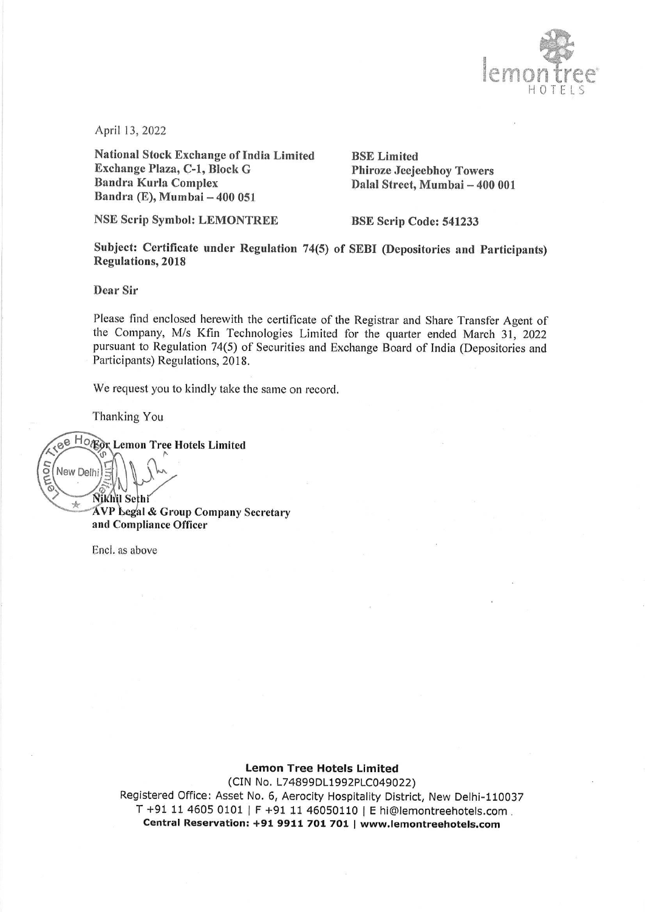April 13, 2022

**National Stock Exchange of India Limited**
**Exchange Plaza, C-1, Block G**
**Bandra Kurla Complex**
**Bandra (E), Mumbai – 400 051**

**BSE Limited**
**Phiroze Jeejeebhoy Towers**
**Dalal Street, Mumbai – 400 001**

**NSE Scrip Symbol: LEMONTREE**

**BSE Scrip Code: 541233**

**Subject: Certificate under Regulation 74(5) of SEBI (Depositories and Participants) Regulations, 2018**

Dear Sir

Please find enclosed herewith the certificate of the Registrar and Share Transfer Agent of the Company, M/s Kfin Technologies Limited for the quarter ended March 31, 2022 pursuant to Regulation 74(5) of Securities and Exchange Board of India (Depositories and Participants) Regulations, 2018.

We request you to kindly take the same on record.

Thanking You

**For Lemon Tree Hotels Limited**

**Nikhil Sethi**
**AVP Legal & Group Company Secretary and Compliance Officer**

Encl. as above

**Lemon Tree Hotels Limited**
(CIN No. L74899DL1992PLC049022)
Registered Office: Asset No. 6, Aerocity Hospitality District, New Delhi-110037
T +91 11 4605 0101 | F +91 11 46050110 | E hi@lemontreehotels.com
**Central Reservation: +91 9911 701 701 | www.lemontreehotels.com**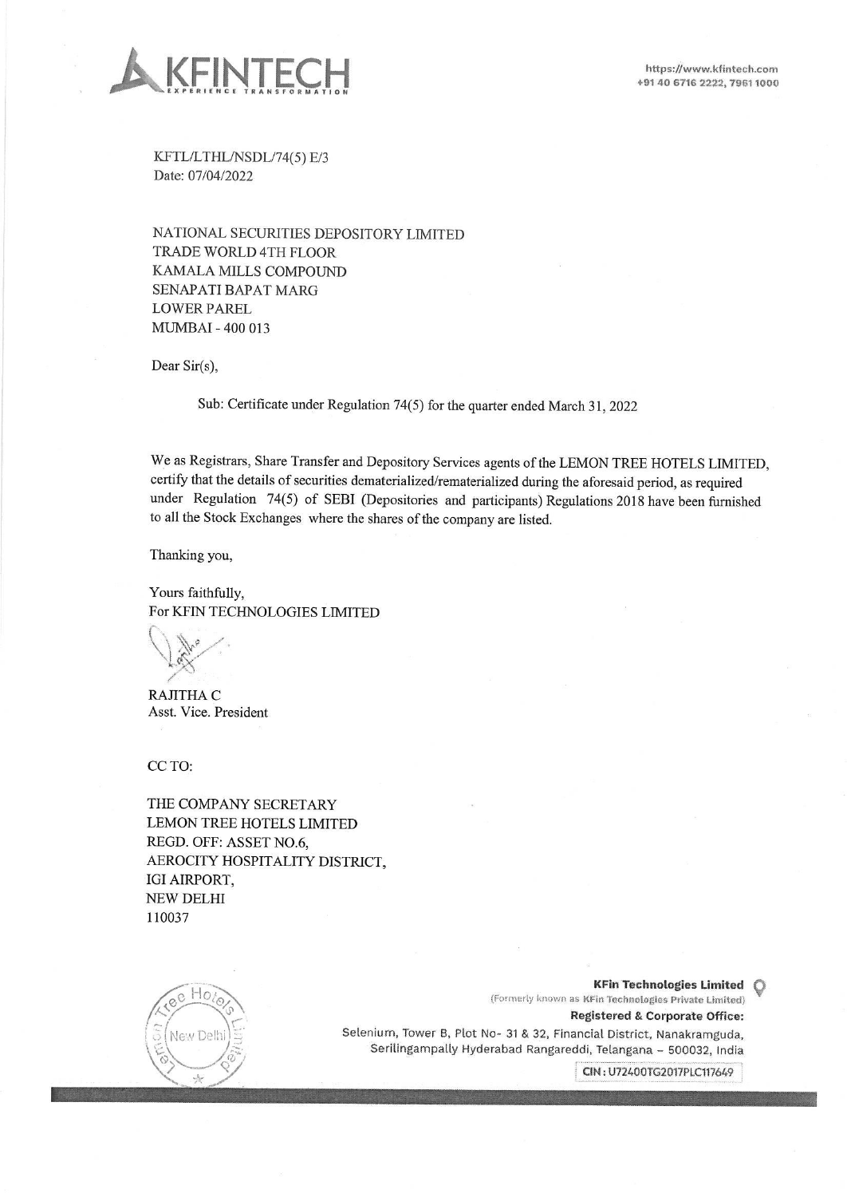KFTL/LTHL/NSDL/74(5) E/3
Date: 07/04/2022

NATIONAL SECURITIES DEPOSITORY LIMITED
TRADE WORLD 4TH FLOOR
KAMALA MILLS COMPOUND
SENAPATI BAPAT MARG
LOWER PAREL
MUMBAI - 400 013

Dear Sir(s),

Sub: Certificate under Regulation 74(5) for the quarter ended March 31, 2022

We as Registrars, Share Transfer and Depository Services agents of the LEMON TREE HOTELS LIMITED, certify that the details of securities dematerialized/rematerialized during the aforesaid period, as required under Regulation 74(5) of SEBI (Depositories and participants) Regulations 2018 have been furnished to all the Stock Exchanges where the shares of the company are listed.

Thanking you,

Yours faithfully,
For KFIN TECHNOLOGIES LIMITED

RAJITHA C
Asst. Vice. President

CC TO:

THE COMPANY SECRETARY
LEMON TREE HOTELS LIMITED
REGD. OFF: ASSET NO.6,
AEROCITY HOSPITALITY DISTRICT,
IGI AIRPORT,
NEW DELHI
110037

**KFin Technologies Limited**
(Formerly known as KFin Technologies Private Limited)
**Registered & Corporate Office:**
Selenium, Tower B, Plot No- 31 & 32, Financial District, Nanakramguda, Serilingampally Hyderabad Rangareddi, Telangana – 500032, India
CIN: U72400TG2017PLC117649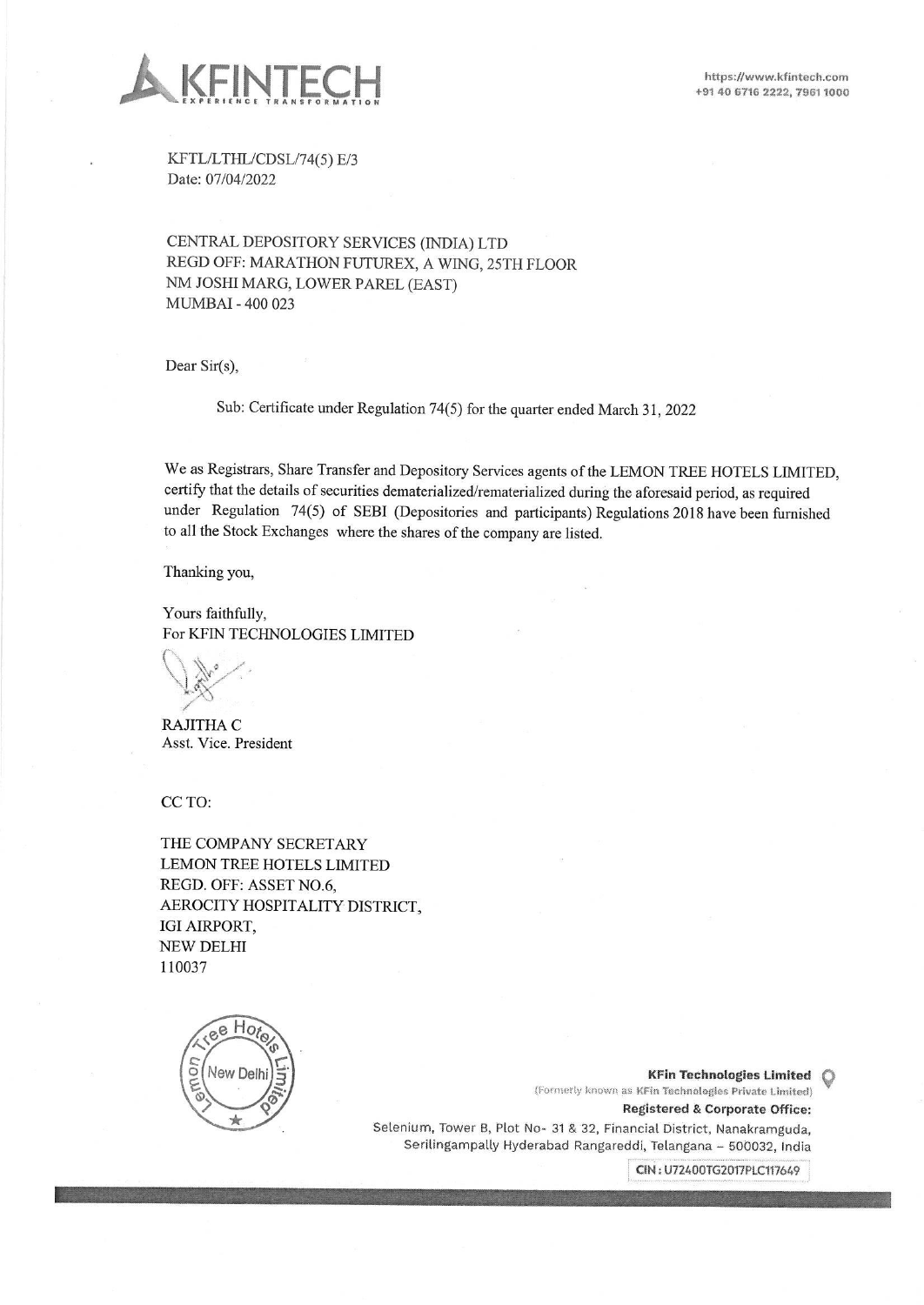KFINTECH
EXPERIENCE TRANSFORMATION

https://www.kfintech.com
+91 40 6716 2222, 7961 1000

KFTL/LTHL/CDSL/74(5) E/3
Date: 07/04/2022

CENTRAL DEPOSITORY SERVICES (INDIA) LTD
REGD OFF: MARATHON FUTUREX, A WING, 25TH FLOOR
NM JOSHI MARG, LOWER PAREL (EAST)
MUMBAI - 400 023

Dear Sir(s),

Sub: Certificate under Regulation 74(5) for the quarter ended March 31, 2022

We as Registrars, Share Transfer and Depository Services agents of the LEMON TREE HOTELS LIMITED, certify that the details of securities dematerialized/rematerialized during the aforesaid period, as required under Regulation 74(5) of SEBI (Depositories and participants) Regulations 2018 have been furnished to all the Stock Exchanges where the shares of the company are listed.

Thanking you,

Yours faithfully,
For KFIN TECHNOLOGIES LIMITED

RAJITHA C
Asst. Vice. President

CC TO:

THE COMPANY SECRETARY
LEMON TREE HOTELS LIMITED
REGD. OFF: ASSET NO.6,
AEROCITY HOSPITALITY DISTRICT,
IGI AIRPORT,
NEW DELHI
110037

Lemon Tree Hotels Limited, New Delhi

**KFin Technologies Limited**
(Formerly known as KFin Technologies Private Limited)
**Registered & Corporate Office:**
Selenium, Tower B, Plot No- 31 & 32, Financial District, Nanakramguda,
Serilingampally Hyderabad Rangareddi, Telangana – 500032, India
CIN : U72400TG2017PLC117649